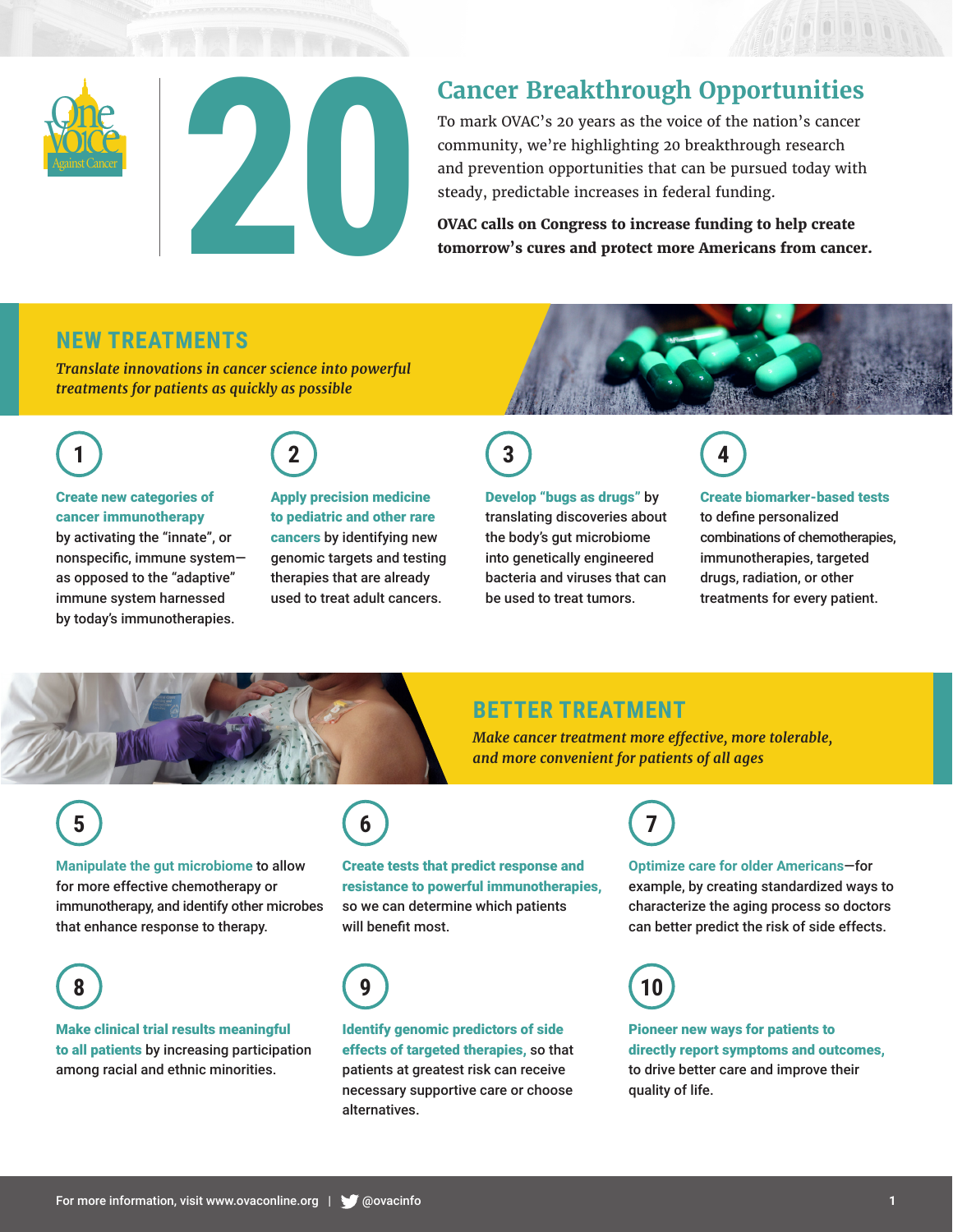One Voice Against Cancer

# 20

## Cancer Breakthrough Opportunities

To mark OVAC's 20 years as the voice of the nation's cancer community, we're highlighting 20 breakthrough research and prevention opportunities that can be pursued today with steady, predictable increases in federal funding.

**OVAC calls on Congress to increase funding to help create tomorrow's cures and protect more Americans from cancer.**

## NEW TREATMENTS

*Translate innovations in cancer science into powerful treatments for patients as quickly as possible*

**1**

**Create new categories of cancer immunotherapy** by activating the "innate", or nonspecific, immune system—as opposed to the "adaptive" immune system harnessed by today's immunotherapies.

**2**

**Apply precision medicine to pediatric and other rare cancers** by identifying new genomic targets and testing therapies that are already used to treat adult cancers.

**3**

**Develop "bugs as drugs"** by translating discoveries about the body's gut microbiome into genetically engineered bacteria and viruses that can be used to treat tumors.

**4**

**Create biomarker-based tests** to define personalized combinations of chemotherapies, immunotherapies, targeted drugs, radiation, or other treatments for every patient.

## BETTER TREATMENT

*Make cancer treatment more effective, more tolerable, and more convenient for patients of all ages*

**5**

**Manipulate the gut microbiome** to allow for more effective chemotherapy or immunotherapy, and identify other microbes that enhance response to therapy.

**6**

**Create tests that predict response and resistance to powerful immunotherapies,** so we can determine which patients will benefit most.

**7**

**Optimize care for older Americans**—for example, by creating standardized ways to characterize the aging process so doctors can better predict the risk of side effects.

**8**

**Make clinical trial results meaningful to all patients** by increasing participation among racial and ethnic minorities.

**9**

**Identify genomic predictors of side effects of targeted therapies,** so that patients at greatest risk can receive necessary supportive care or choose alternatives.

**10**

**Pioneer new ways for patients to directly report symptoms and outcomes,** to drive better care and improve their quality of life.

For more information, visit www.ovaconline.org | @ovacinfo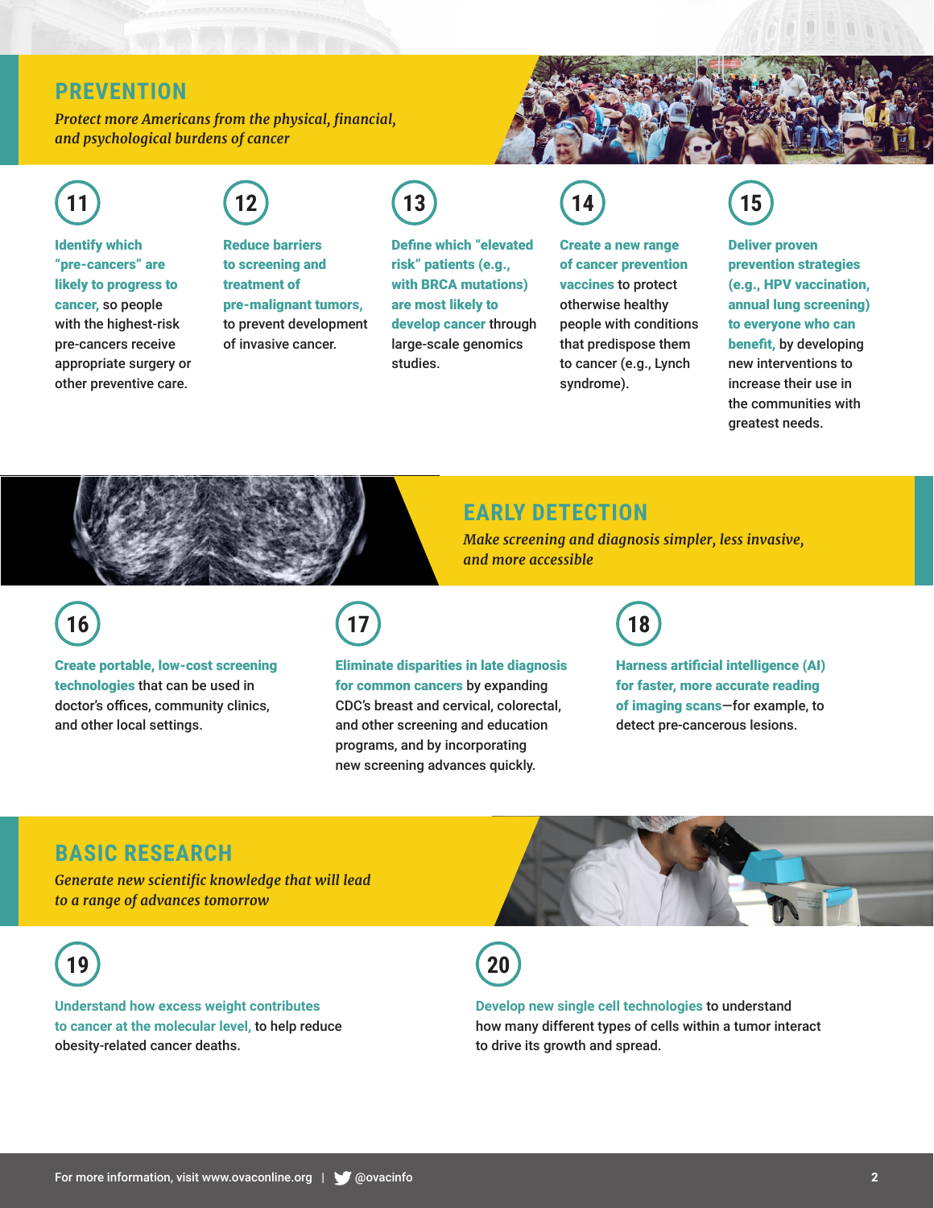## PREVENTION

*Protect more Americans from the physical, financial, and psychological burdens of cancer*

**11**

**Identify which "pre-cancers" are likely to progress to cancer,** so people with the highest-risk pre-cancers receive appropriate surgery or other preventive care.

**12**

**Reduce barriers to screening and treatment of pre-malignant tumors,** to prevent development of invasive cancer.

**13**

**Define which "elevated risk" patients (e.g., with BRCA mutations) are most likely to develop cancer** through large-scale genomics studies.

**14**

**Create a new range of cancer prevention vaccines** to protect otherwise healthy people with conditions that predispose them to cancer (e.g., Lynch syndrome).

**15**

**Deliver proven prevention strategies (e.g., HPV vaccination, annual lung screening) to everyone who can benefit,** by developing new interventions to increase their use in the communities with greatest needs.

## EARLY DETECTION

*Make screening and diagnosis simpler, less invasive, and more accessible*

**16**

**Create portable, low-cost screening technologies** that can be used in doctor's offices, community clinics, and other local settings.

**17**

**Eliminate disparities in late diagnosis for common cancers** by expanding CDC's breast and cervical, colorectal, and other screening and education programs, and by incorporating new screening advances quickly.

**18**

**Harness artificial intelligence (AI) for faster, more accurate reading of imaging scans**—for example, to detect pre-cancerous lesions.

## BASIC RESEARCH

*Generate new scientific knowledge that will lead to a range of advances tomorrow*

**19**

**Understand how excess weight contributes to cancer at the molecular level,** to help reduce obesity-related cancer deaths.

**20**

**Develop new single cell technologies** to understand how many different types of cells within a tumor interact to drive its growth and spread.

For more information, visit www.ovaconline.org | @ovacinfo